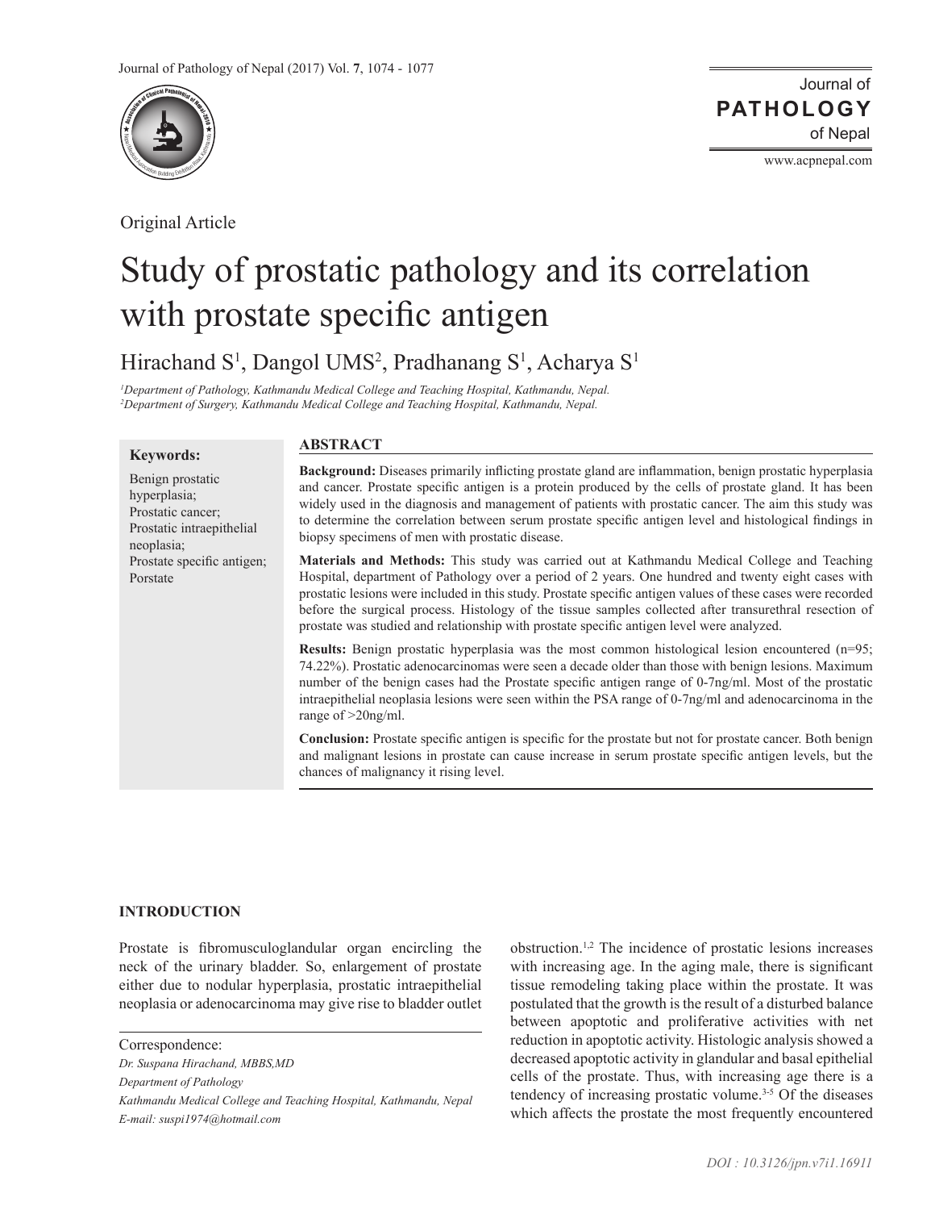Original Article

# Study of prostatic pathology and its correlation with prostate specific antigen

Hirachand S[1], Dangol UMS[2], Pradhanang S[1], Acharya S[1]

*[1]Department of Pathology, Kathmandu Medical College and Teaching Hospital, Kathmandu, Nepal.*
*[2]Department of Surgery, Kathmandu Medical College and Teaching Hospital, Kathmandu, Nepal.*

**Keywords:**

Benign prostatic hyperplasia; Prostatic cancer; Prostatic intraepithelial neoplasia; Prostate specific antigen; Porstate

## ABSTRACT

**Background:** Diseases primarily inflicting prostate gland are inflammation, benign prostatic hyperplasia and cancer. Prostate specific antigen is a protein produced by the cells of prostate gland. It has been widely used in the diagnosis and management of patients with prostatic cancer. The aim this study was to determine the correlation between serum prostate specific antigen level and histological findings in biopsy specimens of men with prostatic disease.

**Materials and Methods:** This study was carried out at Kathmandu Medical College and Teaching Hospital, department of Pathology over a period of 2 years. One hundred and twenty eight cases with prostatic lesions were included in this study. Prostate specific antigen values of these cases were recorded before the surgical process. Histology of the tissue samples collected after transurethral resection of prostate was studied and relationship with prostate specific antigen level were analyzed.

**Results:** Benign prostatic hyperplasia was the most common histological lesion encountered (n=95; 74.22%). Prostatic adenocarcinomas were seen a decade older than those with benign lesions. Maximum number of the benign cases had the Prostate specific antigen range of 0-7ng/ml. Most of the prostatic intraepithelial neoplasia lesions were seen within the PSA range of 0-7ng/ml and adenocarcinoma in the range of >20ng/ml.

**Conclusion:** Prostate specific antigen is specific for the prostate but not for prostate cancer. Both benign and malignant lesions in prostate can cause increase in serum prostate specific antigen levels, but the chances of malignancy it rising level.

## INTRODUCTION

Prostate is fibromusculoglandular organ encircling the neck of the urinary bladder. So, enlargement of prostate either due to nodular hyperplasia, prostatic intraepithelial neoplasia or adenocarcinoma may give rise to bladder outlet obstruction.[1,2] The incidence of prostatic lesions increases with increasing age. In the aging male, there is significant tissue remodeling taking place within the prostate. It was postulated that the growth is the result of a disturbed balance between apoptotic and proliferative activities with net reduction in apoptotic activity. Histologic analysis showed a decreased apoptotic activity in glandular and basal epithelial cells of the prostate. Thus, with increasing age there is a tendency of increasing prostatic volume.[3-5] Of the diseases which affects the prostate the most frequently encountered

Correspondence:
*Dr. Suspana Hirachand, MBBS,MD*
*Department of Pathology*
*Kathmandu Medical College and Teaching Hospital, Kathmandu, Nepal*
*E-mail: suspi1974@hotmail.com*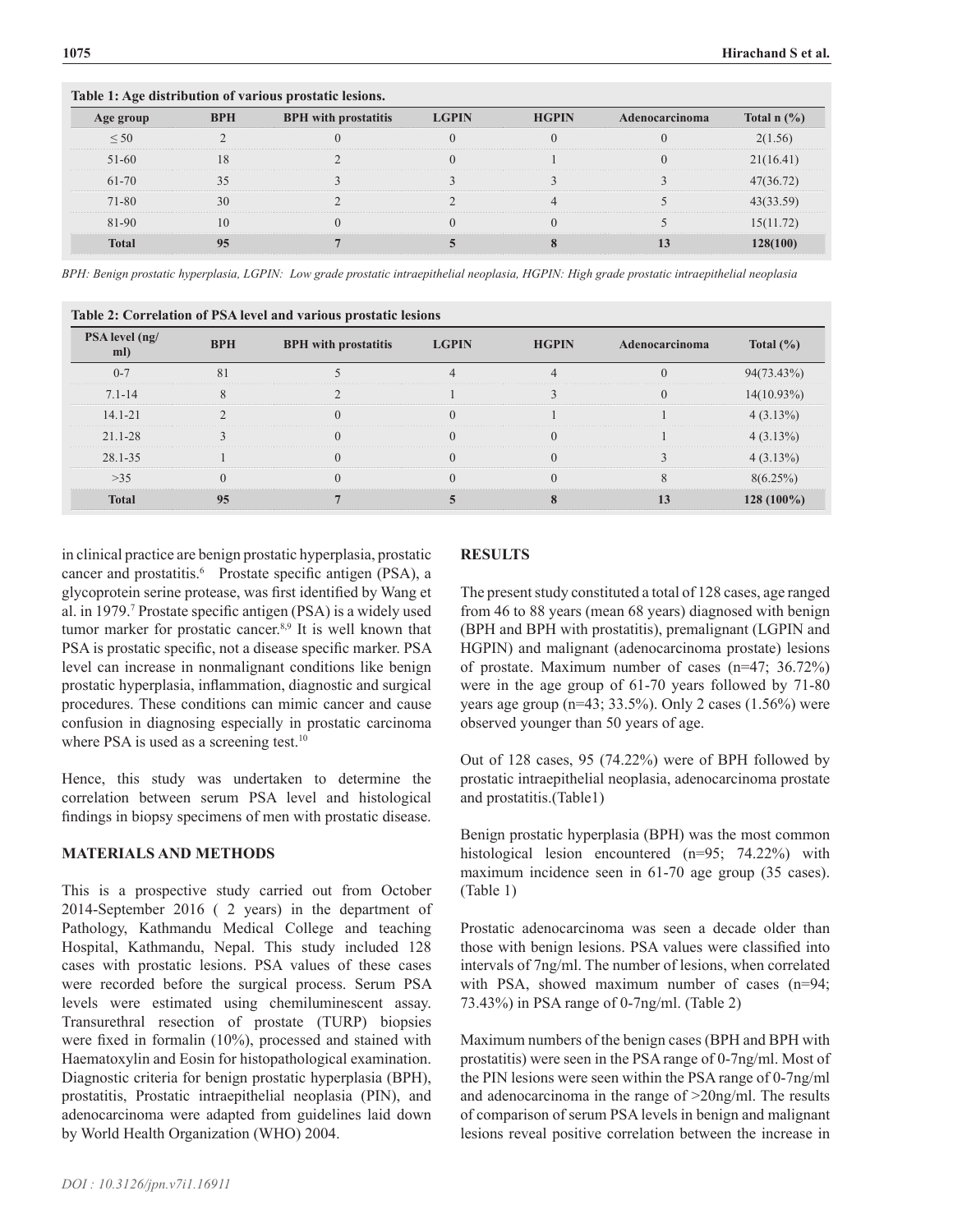**Table 1: Age distribution of various prostatic lesions.**

| Age group | BPH | BPH with prostatitis | LGPIN | HGPIN | Adenocarcinoma | Total n (%) |
|---|---|---|---|---|---|---|
| ≤ 50 | 2 | 0 | 0 | 0 | 0 | 2(1.56) |
| 51-60 | 18 | 2 | 0 | 1 | 0 | 21(16.41) |
| 61-70 | 35 | 3 | 3 | 3 | 3 | 47(36.72) |
| 71-80 | 30 | 2 | 2 | 4 | 5 | 43(33.59) |
| 81-90 | 10 | 0 | 0 | 0 | 5 | 15(11.72) |
| **Total** | **95** | **7** | **5** | **8** | **13** | **128(100)** |

*BPH: Benign prostatic hyperplasia, LGPIN: Low grade prostatic intraepithelial neoplasia, HGPIN: High grade prostatic intraepithelial neoplasia*

**Table 2: Correlation of PSA level and various prostatic lesions**

| PSA level (ng/ml) | BPH | BPH with prostatitis | LGPIN | HGPIN | Adenocarcinoma | Total (%) |
|---|---|---|---|---|---|---|
| 0-7 | 81 | 5 | 4 | 4 | 0 | 94(73.43%) |
| 7.1-14 | 8 | 2 | 1 | 3 | 0 | 14(10.93%) |
| 14.1-21 | 2 | 0 | 0 | 1 | 1 | 4 (3.13%) |
| 21.1-28 | 3 | 0 | 0 | 0 | 1 | 4 (3.13%) |
| 28.1-35 | 1 | 0 | 0 | 0 | 3 | 4 (3.13%) |
| >35 | 0 | 0 | 0 | 0 | 8 | 8(6.25%) |
| **Total** | **95** | **7** | **5** | **8** | **13** | **128 (100%)** |

in clinical practice are benign prostatic hyperplasia, prostatic cancer and prostatitis.[6] Prostate specific antigen (PSA), a glycoprotein serine protease, was first identified by Wang et al. in 1979.[7] Prostate specific antigen (PSA) is a widely used tumor marker for prostatic cancer.[8,9] It is well known that PSA is prostatic specific, not a disease specific marker. PSA level can increase in nonmalignant conditions like benign prostatic hyperplasia, inflammation, diagnostic and surgical procedures. These conditions can mimic cancer and cause confusion in diagnosing especially in prostatic carcinoma where PSA is used as a screening test.[10]

Hence, this study was undertaken to determine the correlation between serum PSA level and histological findings in biopsy specimens of men with prostatic disease.

## MATERIALS AND METHODS

This is a prospective study carried out from October 2014-September 2016 ( 2 years) in the department of Pathology, Kathmandu Medical College and teaching Hospital, Kathmandu, Nepal. This study included 128 cases with prostatic lesions. PSA values of these cases were recorded before the surgical process. Serum PSA levels were estimated using chemiluminescent assay. Transurethral resection of prostate (TURP) biopsies were fixed in formalin (10%), processed and stained with Haematoxylin and Eosin for histopathological examination. Diagnostic criteria for benign prostatic hyperplasia (BPH), prostatitis, Prostatic intraepithelial neoplasia (PIN), and adenocarcinoma were adapted from guidelines laid down by World Health Organization (WHO) 2004.

## RESULTS

The present study constituted a total of 128 cases, age ranged from 46 to 88 years (mean 68 years) diagnosed with benign (BPH and BPH with prostatitis), premalignant (LGPIN and HGPIN) and malignant (adenocarcinoma prostate) lesions of prostate. Maximum number of cases (n=47; 36.72%) were in the age group of 61-70 years followed by 71-80 years age group (n=43; 33.5%). Only 2 cases (1.56%) were observed younger than 50 years of age.

Out of 128 cases, 95 (74.22%) were of BPH followed by prostatic intraepithelial neoplasia, adenocarcinoma prostate and prostatitis.(Table1)

Benign prostatic hyperplasia (BPH) was the most common histological lesion encountered (n=95; 74.22%) with maximum incidence seen in 61-70 age group (35 cases). (Table 1)

Prostatic adenocarcinoma was seen a decade older than those with benign lesions. PSA values were classified into intervals of 7ng/ml. The number of lesions, when correlated with PSA, showed maximum number of cases (n=94; 73.43%) in PSA range of 0-7ng/ml. (Table 2)

Maximum numbers of the benign cases (BPH and BPH with prostatitis) were seen in the PSA range of 0-7ng/ml. Most of the PIN lesions were seen within the PSA range of 0-7ng/ml and adenocarcinoma in the range of >20ng/ml. The results of comparison of serum PSA levels in benign and malignant lesions reveal positive correlation between the increase in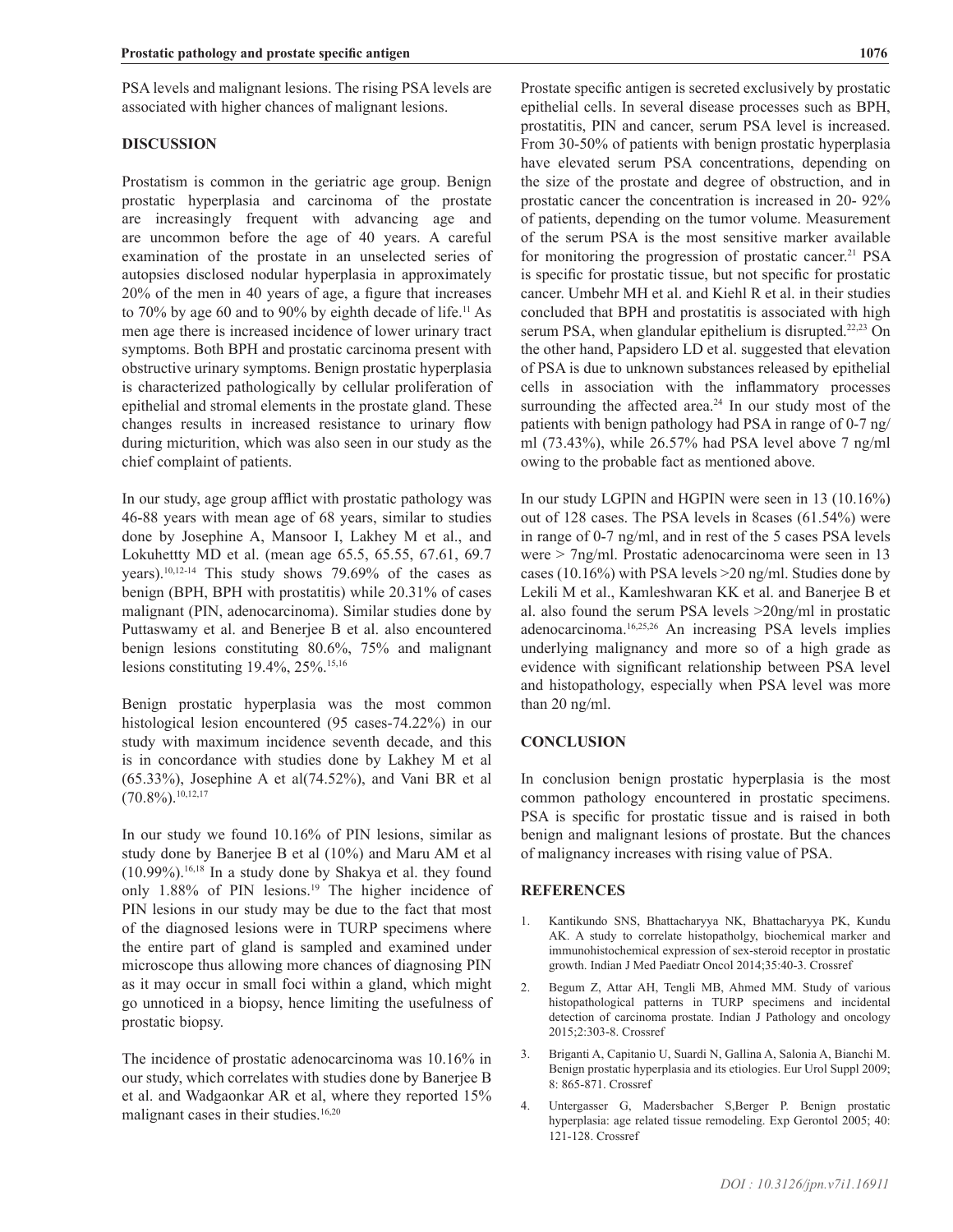PSA levels and malignant lesions. The rising PSA levels are associated with higher chances of malignant lesions.

## DISCUSSION

Prostatism is common in the geriatric age group. Benign prostatic hyperplasia and carcinoma of the prostate are increasingly frequent with advancing age and are uncommon before the age of 40 years. A careful examination of the prostate in an unselected series of autopsies disclosed nodular hyperplasia in approximately 20% of the men in 40 years of age, a figure that increases to 70% by age 60 and to 90% by eighth decade of life.[11] As men age there is increased incidence of lower urinary tract symptoms. Both BPH and prostatic carcinoma present with obstructive urinary symptoms. Benign prostatic hyperplasia is characterized pathologically by cellular proliferation of epithelial and stromal elements in the prostate gland. These changes results in increased resistance to urinary flow during micturition, which was also seen in our study as the chief complaint of patients.

In our study, age group afflict with prostatic pathology was 46-88 years with mean age of 68 years, similar to studies done by Josephine A, Mansoor I, Lakhey M et al., and Lokuhettty MD et al. (mean age 65.5, 65.55, 67.61, 69.7 years).[10,12-14] This study shows 79.69% of the cases as benign (BPH, BPH with prostatitis) while 20.31% of cases malignant (PIN, adenocarcinoma). Similar studies done by Puttaswamy et al. and Benerjee B et al. also encountered benign lesions constituting 80.6%, 75% and malignant lesions constituting 19.4%, 25%.[15,16]

Benign prostatic hyperplasia was the most common histological lesion encountered (95 cases-74.22%) in our study with maximum incidence seventh decade, and this is in concordance with studies done by Lakhey M et al (65.33%), Josephine A et al(74.52%), and Vani BR et al (70.8%).[10,12,17]

In our study we found 10.16% of PIN lesions, similar as study done by Banerjee B et al (10%) and Maru AM et al (10.99%).[16,18] In a study done by Shakya et al. they found only 1.88% of PIN lesions.[19] The higher incidence of PIN lesions in our study may be due to the fact that most of the diagnosed lesions were in TURP specimens where the entire part of gland is sampled and examined under microscope thus allowing more chances of diagnosing PIN as it may occur in small foci within a gland, which might go unnoticed in a biopsy, hence limiting the usefulness of prostatic biopsy.

The incidence of prostatic adenocarcinoma was 10.16% in our study, which correlates with studies done by Banerjee B et al. and Wadgaonkar AR et al, where they reported 15% malignant cases in their studies.[16,20]

Prostate specific antigen is secreted exclusively by prostatic epithelial cells. In several disease processes such as BPH, prostatitis, PIN and cancer, serum PSA level is increased. From 30-50% of patients with benign prostatic hyperplasia have elevated serum PSA concentrations, depending on the size of the prostate and degree of obstruction, and in prostatic cancer the concentration is increased in 20- 92% of patients, depending on the tumor volume. Measurement of the serum PSA is the most sensitive marker available for monitoring the progression of prostatic cancer.[21] PSA is specific for prostatic tissue, but not specific for prostatic cancer. Umbehr MH et al. and Kiehl R et al. in their studies concluded that BPH and prostatitis is associated with high serum PSA, when glandular epithelium is disrupted.[22,23] On the other hand, Papsidero LD et al. suggested that elevation of PSA is due to unknown substances released by epithelial cells in association with the inflammatory processes surrounding the affected area.[24] In our study most of the patients with benign pathology had PSA in range of 0-7 ng/ml (73.43%), while 26.57% had PSA level above 7 ng/ml owing to the probable fact as mentioned above.

In our study LGPIN and HGPIN were seen in 13 (10.16%) out of 128 cases. The PSA levels in 8cases (61.54%) were in range of 0-7 ng/ml, and in rest of the 5 cases PSA levels were > 7ng/ml. Prostatic adenocarcinoma were seen in 13 cases (10.16%) with PSA levels >20 ng/ml. Studies done by Lekili M et al., Kamleshwaran KK et al. and Banerjee B et al. also found the serum PSA levels >20ng/ml in prostatic adenocarcinoma.[16,25,26] An increasing PSA levels implies underlying malignancy and more so of a high grade as evidence with significant relationship between PSA level and histopathology, especially when PSA level was more than 20 ng/ml.

## CONCLUSION

In conclusion benign prostatic hyperplasia is the most common pathology encountered in prostatic specimens. PSA is specific for prostatic tissue and is raised in both benign and malignant lesions of prostate. But the chances of malignancy increases with rising value of PSA.

## REFERENCES

1. Kantikundo SNS, Bhattacharyya NK, Bhattacharyya PK, Kundu AK. A study to correlate histopatholgy, biochemical marker and immunohistochemical expression of sex-steroid receptor in prostatic growth. Indian J Med Paediatr Oncol 2014;35:40-3. Crossref
2. Begum Z, Attar AH, Tengli MB, Ahmed MM. Study of various histopathological patterns in TURP specimens and incidental detection of carcinoma prostate. Indian J Pathology and oncology 2015;2:303-8. Crossref
3. Briganti A, Capitanio U, Suardi N, Gallina A, Salonia A, Bianchi M. Benign prostatic hyperplasia and its etiologies. Eur Urol Suppl 2009; 8: 865-871. Crossref
4. Untergasser G, Madersbacher S,Berger P. Benign prostatic hyperplasia: age related tissue remodeling. Exp Gerontol 2005; 40: 121-128. Crossref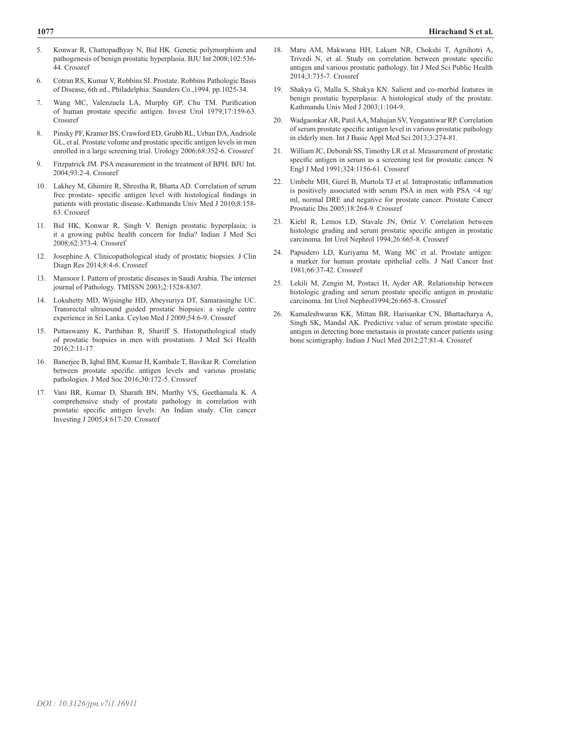5. Konwar R, Chattopadhyay N, Bid HK. Genetic polymorphism and pathogenesis of benign prostatic hyperplasia. BJU Int 2008;102:536-44. Crossref

6. Cotran RS, Kumar V, Robbins SI. Prostate. Robbins Pathologic Basis of Disease, 6th ed., Philadelphia: Saunders Co.,1994. pp.1025-34.

7. Wang MC, Valenzuela LA, Murphy GP, Chu TM. Purification of human prostate specific antigen. Invest Urol 1979;17:159-63. Crossref

8. Pinsky PF, Kramer BS, Crawford ED, Grubb RL, Urban DA, Andriole GL, et al. Prostate volume and prostate specific antigen levels in men enrolled in a large screening trial. Urology 2006;68:352-6. Crossref

9. Fitzpatrick JM. PSA measurement in the treatment of BPH. BJU Int. 2004;93:2-4. Crossref

10. Lakhey M, Ghimire R, Shrestha R, Bhatta AD. Correlation of serum free prostate- specific antigen level with histological findings in patients with prostatic disease. Kathmandu Univ Med J 2010;8:158-63. Crossref

11. Bid HK, Konwar R, Singh V. Benign prostatic hyperplasia; is it a growing public health concern for India? Indian J Med Sci 2008;62:373-4. Crossref

12. Josephine A. Clinicopathological study of prostatic biopsies. J Clin Diagn Res 2014;8:4-6. Crossref

13. Mansoor I. Pattern of prostatic diseases in Saudi Arabia. The internet journal of Pathology. TMISSN 2003;2:1528-8307.

14. Lokuhetty MD, Wijsinghe HD, Abeysuriya DT, Samarasinghe UC. Transrectal ultrasound guided prostatic biopsies: a single centre experience in Sri Lanka. Ceylon Med J 2009;54:6-9. Crossref

15. Puttaswamy K, Parthiban R, Shariff S. Histopathological study of prostatic biopsies in men with prostatism. J Med Sci Health 2016;2:11-17.

16. Banerjee B, Iqbal BM, Kumar H, Kambale T, Bavikar R. Correlation between prostate specific antigen levels and various prostatic pathologies. J Med Soc 2016;30:172-5. Crossref

17. Vani BR, Kumar D, Sharath BN, Murthy VS, Geethamala K. A comprehensive study of prostate pathology in correlation with prostatic specific antigen levels: An Indian study. Clin cancer Investing J 2005;4:617-20. Crossref

18. Maru AM, Makwana HH, Lakum NR, Chokshi T, Agnihotri A, Trivedi N, et al. Study on correlation between prostate specific antigen and various prostatic pathology. Int J Med Sci Public Health 2014;3:735-7. Crossref

19. Shakya G, Malla S, Shakya KN. Salient and co-morbid features in benign prostatic hyperplasia: A histological study of the prostate. Kathmandu Univ Med J 2003;1:104-9.

20. Wadgaonkar AR, Patil AA, Mahajan SV, Yengantiwar RP. Correlation of serum prostate specific antigen level in various prostatic pathology in elderly men. Int J Basic Appl Med Sci 2013;3:274-81.

21. William JC, Deborah SS, Timothy LR et al. Measurement of prostatic specific antigen in serum as a screening test for prostatic cancer. N Engl J Med 1991;324:1156-61. Crossref

22. Umbehr MH, Gurel B, Murtola TJ et al. Intraprostatic inflammation is positively associated with serum PSA in men with PSA <4 ng/ml, normal DRE and negative for prostate cancer. Prostate Cancer Prostatic Dis 2005;18:264-9. Crossref

23. Kiehl R, Lemos LD, Stavale JN, Ortiz V. Correlation between histologic grading and serum prostatic specific antigen in prostatic carcinoma. Int Urol Nephrol 1994;26:665-8. Crossref

24. Papsidero LD, Kuriyama M, Wang MC et al. Prostate antigen: a marker for human prostate epithelial cells. J Natl Cancer Inst 1981;66:37-42. Crossref

25. Lekili M, Zengin M, Postaci H, Ayder AR. Relationship between histologic grading and serum prostate specific antigen in prostatic carcinoma. Int Urol Nephrol1994;26:665-8. Crossref

26. Kamaleshwaran KK, Mittan BR, Harisankar CN, Bhattacharya A, Singh SK, Mandal AK. Predictive value of serum prostate specific antigen in detecting bone metastasis in prostate cancer patients using bone scintigraphy. Indian J Nucl Med 2012;27:81-4. Crossref